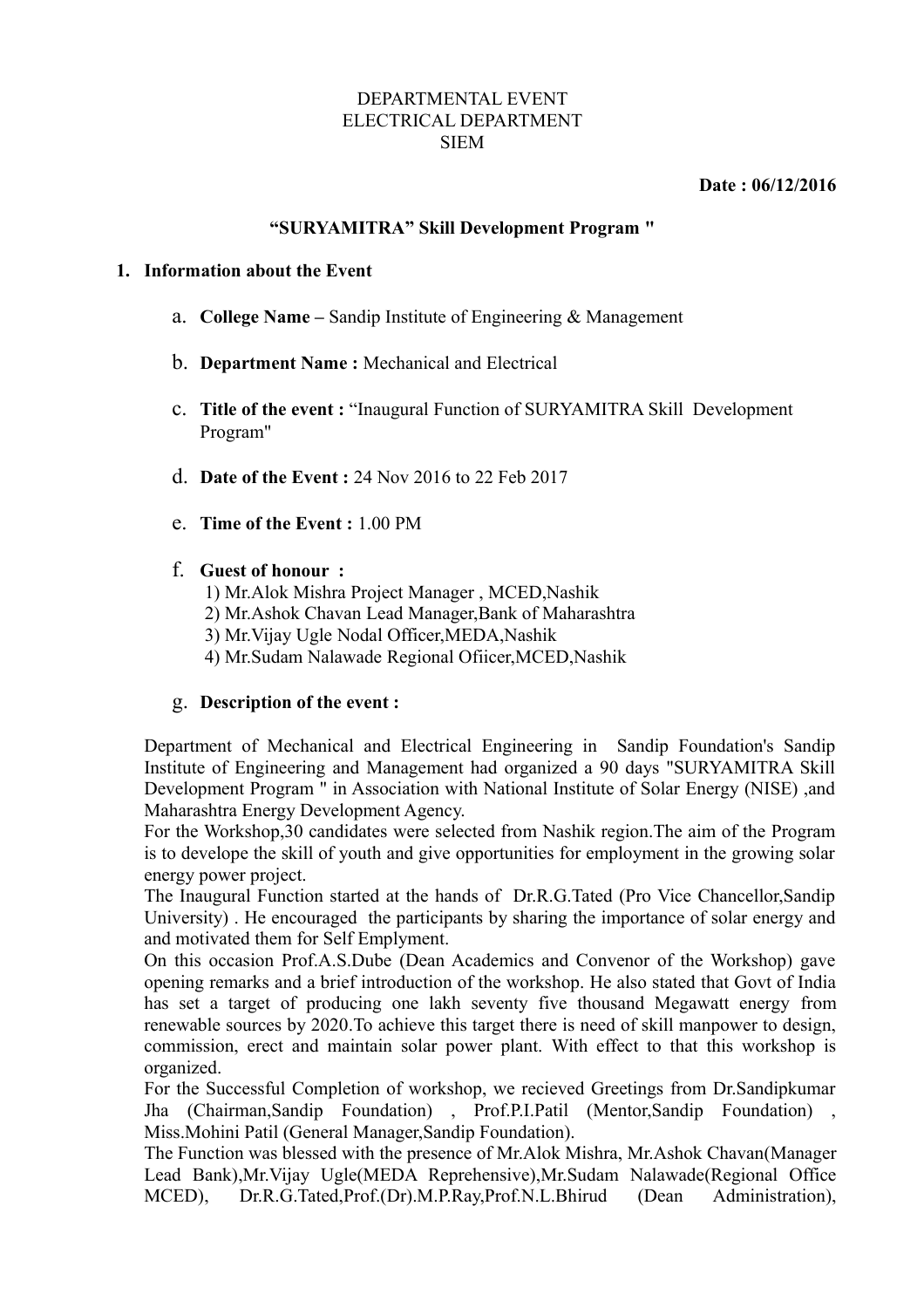DEPARTMENTAL EVENT
ELECTRICAL DEPARTMENT
SIEM

**Date : 06/12/2016**

### "SURYAMITRA" Skill Development Program "

1. **Information about the Event**

   a. **College Name –** Sandip Institute of Engineering & Management

   b. **Department Name :** Mechanical and Electrical

   c. **Title of the event :** "Inaugural Function of SURYAMITRA Skill Development Program"

   d. **Date of the Event :** 24 Nov 2016 to 22 Feb 2017

   e. **Time of the Event :** 1.00 PM

   f. **Guest of honour :**
      1) Mr.Alok Mishra Project Manager , MCED,Nashik
      2) Mr.Ashok Chavan Lead Manager,Bank of Maharashtra
      3) Mr.Vijay Ugle Nodal Officer,MEDA,Nashik
      4) Mr.Sudam Nalawade Regional Ofiicer,MCED,Nashik

   g. **Description of the event :**

Department of Mechanical and Electrical Engineering in Sandip Foundation's Sandip Institute of Engineering and Management had organized a 90 days "SURYAMITRA Skill Development Program " in Association with National Institute of Solar Energy (NISE) ,and Maharashtra Energy Development Agency.
For the Workshop,30 candidates were selected from Nashik region.The aim of the Program is to develope the skill of youth and give opportunities for employment in the growing solar energy power project.
The Inaugural Function started at the hands of Dr.R.G.Tated (Pro Vice Chancellor,Sandip University) . He encouraged the participants by sharing the importance of solar energy and and motivated them for Self Emplyment.
On this occasion Prof.A.S.Dube (Dean Academics and Convenor of the Workshop) gave opening remarks and a brief introduction of the workshop. He also stated that Govt of India has set a target of producing one lakh seventy five thousand Megawatt energy from renewable sources by 2020.To achieve this target there is need of skill manpower to design, commission, erect and maintain solar power plant. With effect to that this workshop is organized.
For the Successful Completion of workshop, we recieved Greetings from Dr.Sandipkumar Jha (Chairman,Sandip Foundation) , Prof.P.I.Patil (Mentor,Sandip Foundation) , Miss.Mohini Patil (General Manager,Sandip Foundation).
The Function was blessed with the presence of Mr.Alok Mishra, Mr.Ashok Chavan(Manager Lead Bank),Mr.Vijay Ugle(MEDA Reprehensive),Mr.Sudam Nalawade(Regional Office MCED), Dr.R.G.Tated,Prof.(Dr).M.P.Ray,Prof.N.L.Bhirud (Dean Administration),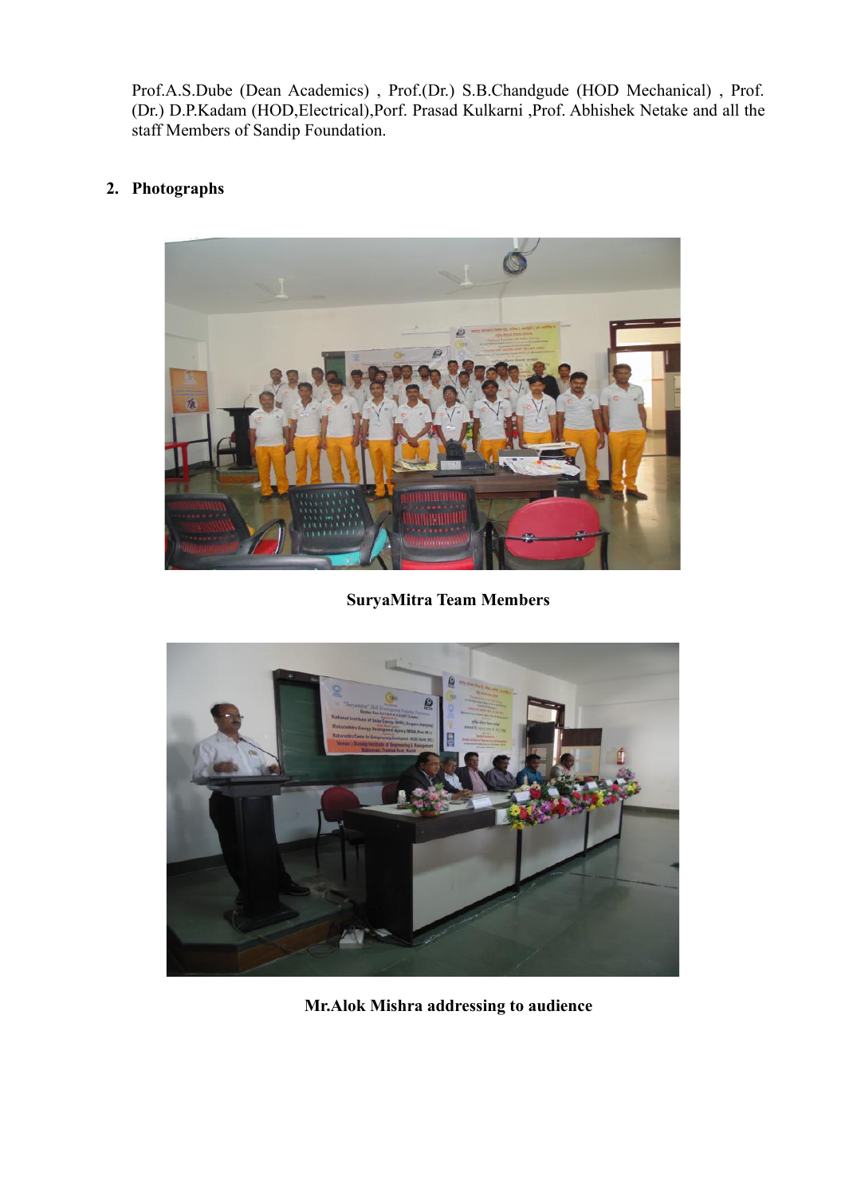Prof.A.S.Dube (Dean Academics) , Prof.(Dr.) S.B.Chandgude (HOD Mechanical) , Prof. (Dr.) D.P.Kadam (HOD,Electrical),Porf. Prasad Kulkarni ,Prof. Abhishek Netake and all the staff Members of Sandip Foundation.

## 2. Photographs

**SuryaMitra Team Members**

**Mr.Alok Mishra addressing to audience**